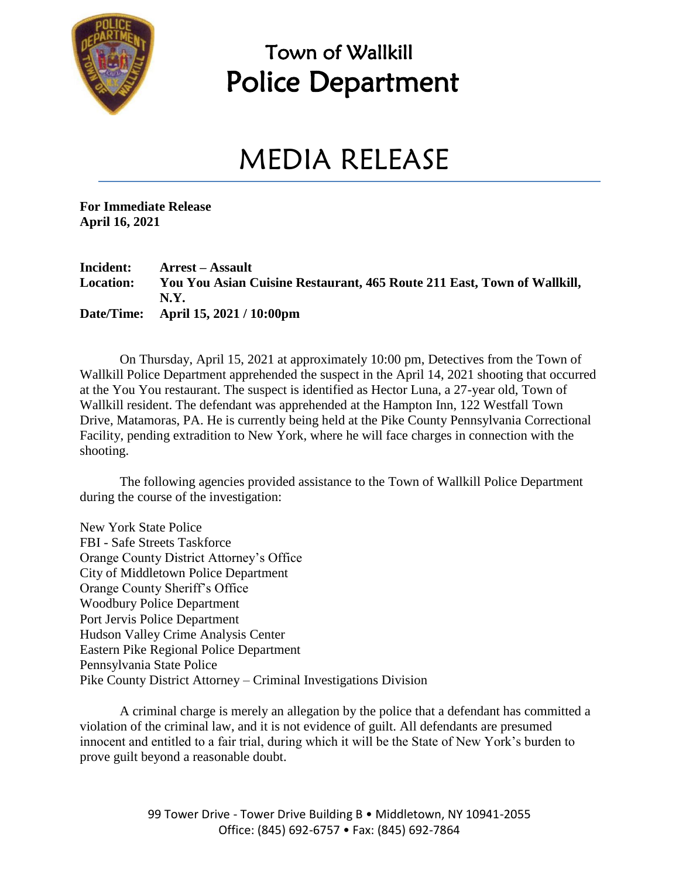# Town of Wallkill
# Police Department

# MEDIA RELEASE

**For Immediate Release**
**April 16, 2021**

**Incident:** **Arrest – Assault**
**Location:** **You You Asian Cuisine Restaurant, 465 Route 211 East, Town of Wallkill, N.Y.**
**Date/Time:** **April 15, 2021 / 10:00pm**

On Thursday, April 15, 2021 at approximately 10:00 pm, Detectives from the Town of Wallkill Police Department apprehended the suspect in the April 14, 2021 shooting that occurred at the You You restaurant. The suspect is identified as Hector Luna, a 27-year old, Town of Wallkill resident. The defendant was apprehended at the Hampton Inn, 122 Westfall Town Drive, Matamoras, PA. He is currently being held at the Pike County Pennsylvania Correctional Facility, pending extradition to New York, where he will face charges in connection with the shooting.

The following agencies provided assistance to the Town of Wallkill Police Department during the course of the investigation:

New York State Police
FBI - Safe Streets Taskforce
Orange County District Attorney's Office
City of Middletown Police Department
Orange County Sheriff's Office
Woodbury Police Department
Port Jervis Police Department
Hudson Valley Crime Analysis Center
Eastern Pike Regional Police Department
Pennsylvania State Police
Pike County District Attorney – Criminal Investigations Division

A criminal charge is merely an allegation by the police that a defendant has committed a violation of the criminal law, and it is not evidence of guilt. All defendants are presumed innocent and entitled to a fair trial, during which it will be the State of New York's burden to prove guilt beyond a reasonable doubt.

99 Tower Drive - Tower Drive Building B • Middletown, NY 10941-2055
Office: (845) 692-6757 • Fax: (845) 692-7864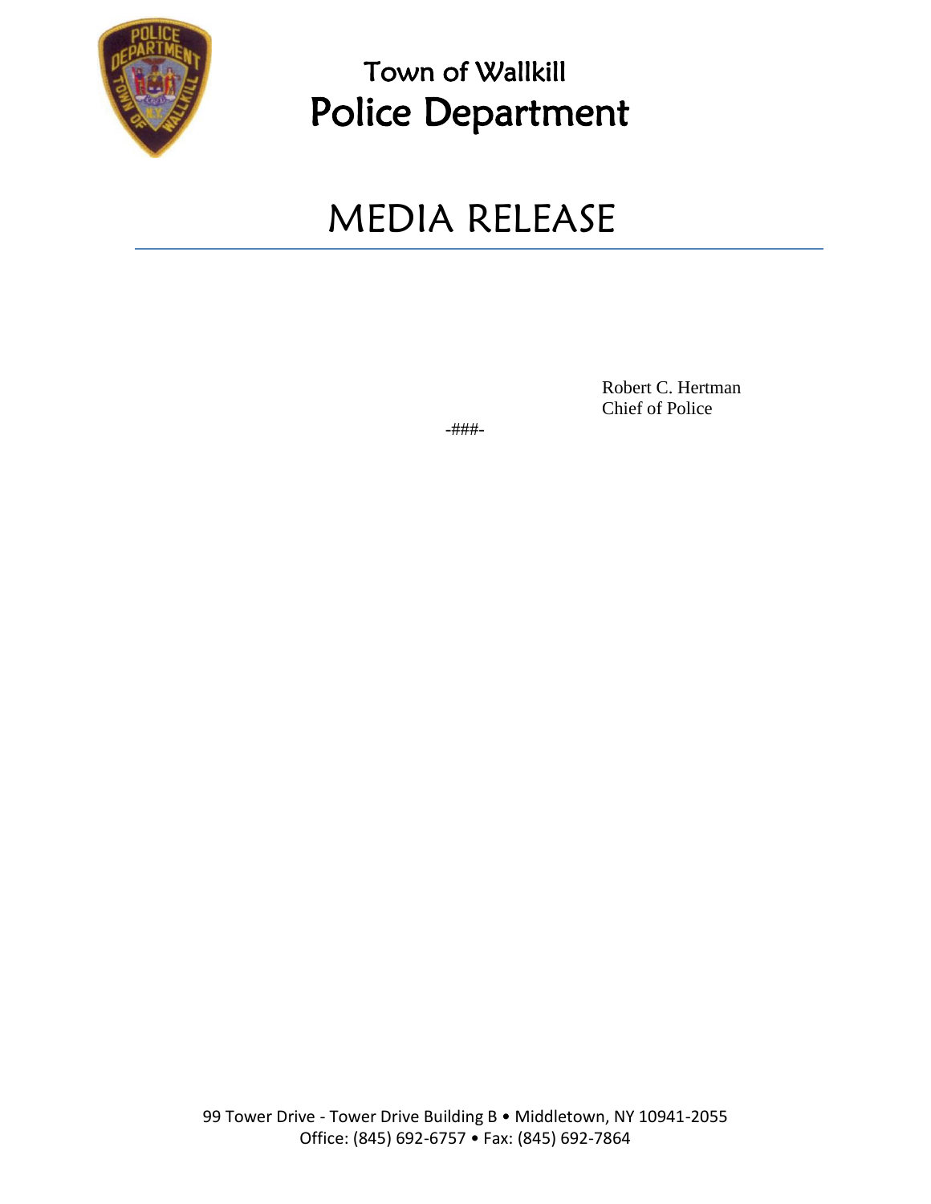Town of Wallkill

# Police Department

# MEDIA RELEASE

Robert C. Hertman
Chief of Police

-###-

99 Tower Drive - Tower Drive Building B • Middletown, NY 10941-2055
Office: (845) 692-6757 • Fax: (845) 692-7864